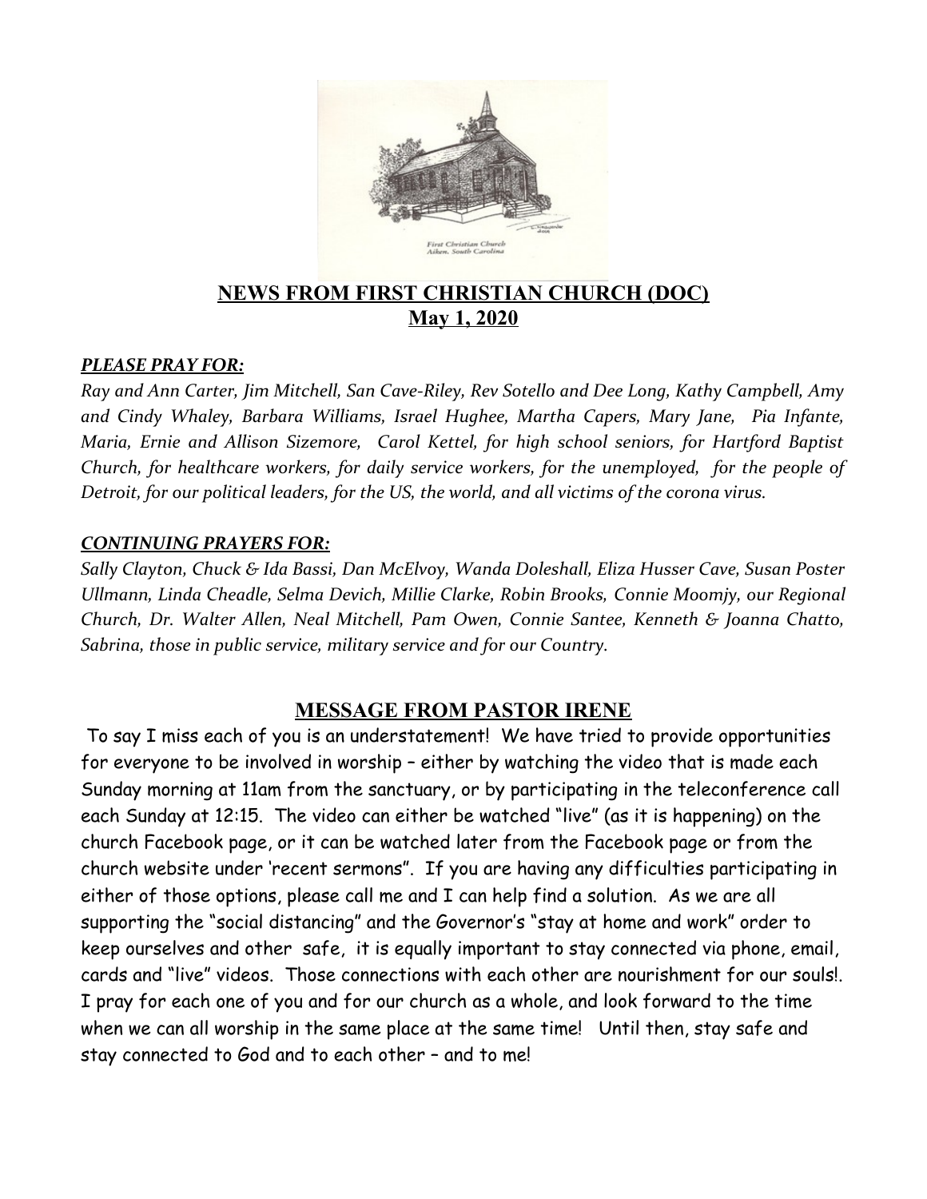# NEWS FROM FIRST CHRISTIAN CHURCH (DOC)
## May 1, 2020

***PLEASE PRAY FOR:***

*Ray and Ann Carter, Jim Mitchell, San Cave-Riley, Rev Sotello and Dee Long, Kathy Campbell, Amy and Cindy Whaley, Barbara Williams, Israel Hughee, Martha Capers, Mary Jane, Pia Infante, Maria, Ernie and Allison Sizemore, Carol Kettel, for high school seniors, for Hartford Baptist Church, for healthcare workers, for daily service workers, for the unemployed, for the people of Detroit, for our political leaders, for the US, the world, and all victims of the corona virus.*

***CONTINUING PRAYERS FOR:***

*Sally Clayton, Chuck & Ida Bassi, Dan McElvoy, Wanda Doleshall, Eliza Husser Cave, Susan Poster Ullmann, Linda Cheadle, Selma Devich, Millie Clarke, Robin Brooks, Connie Moomjy, our Regional Church, Dr. Walter Allen, Neal Mitchell, Pam Owen, Connie Santee, Kenneth & Joanna Chatto, Sabrina, those in public service, military service and for our Country.*

## MESSAGE FROM PASTOR IRENE

To say I miss each of you is an understatement! We have tried to provide opportunities for everyone to be involved in worship – either by watching the video that is made each Sunday morning at 11am from the sanctuary, or by participating in the teleconference call each Sunday at 12:15. The video can either be watched "live" (as it is happening) on the church Facebook page, or it can be watched later from the Facebook page or from the church website under 'recent sermons". If you are having any difficulties participating in either of those options, please call me and I can help find a solution. As we are all supporting the "social distancing" and the Governor's "stay at home and work" order to keep ourselves and other safe, it is equally important to stay connected via phone, email, cards and "live" videos. Those connections with each other are nourishment for our souls!. I pray for each one of you and for our church as a whole, and look forward to the time when we can all worship in the same place at the same time! Until then, stay safe and stay connected to God and to each other – and to me!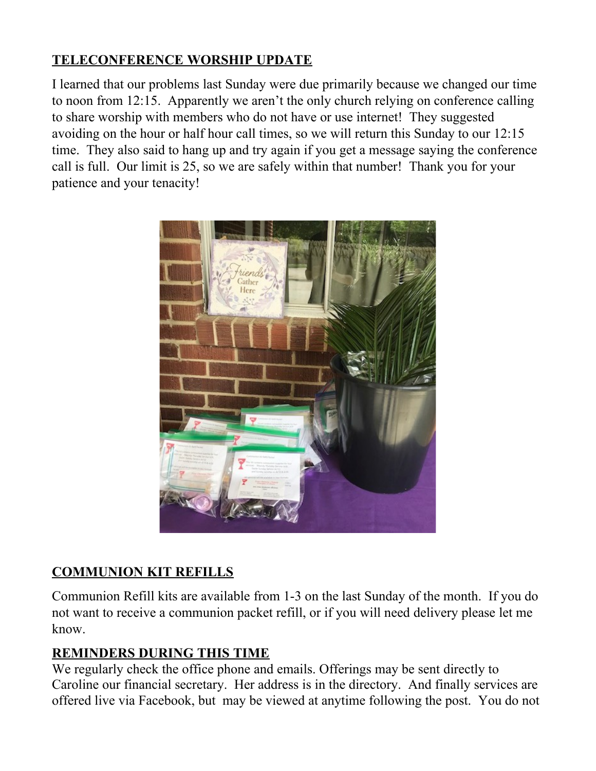## TELECONFERENCE WORSHIP UPDATE

I learned that our problems last Sunday were due primarily because we changed our time to noon from 12:15. Apparently we aren't the only church relying on conference calling to share worship with members who do not have or use internet! They suggested avoiding on the hour or half hour call times, so we will return this Sunday to our 12:15 time. They also said to hang up and try again if you get a message saying the conference call is full. Our limit is 25, so we are safely within that number! Thank you for your patience and your tenacity!

## COMMUNION KIT REFILLS

Communion Refill kits are available from 1-3 on the last Sunday of the month. If you do not want to receive a communion packet refill, or if you will need delivery please let me know.

## REMINDERS DURING THIS TIME

We regularly check the office phone and emails. Offerings may be sent directly to Caroline our financial secretary. Her address is in the directory. And finally services are offered live via Facebook, but may be viewed at anytime following the post. You do not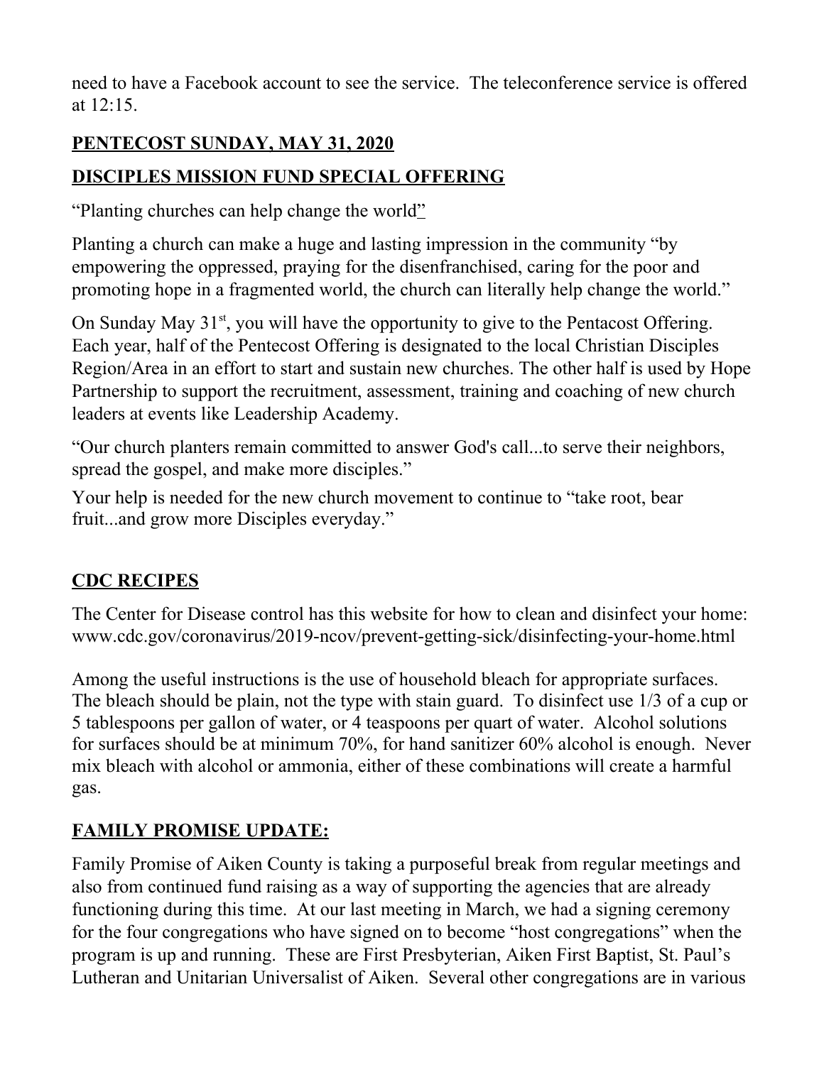need to have a Facebook account to see the service. The teleconference service is offered at 12:15.

## PENTECOST SUNDAY, MAY 31, 2020

## DISCIPLES MISSION FUND SPECIAL OFFERING

"Planting churches can help change the world"

Planting a church can make a huge and lasting impression in the community "by empowering the oppressed, praying for the disenfranchised, caring for the poor and promoting hope in a fragmented world, the church can literally help change the world."

On Sunday May 31st, you will have the opportunity to give to the Pentacost Offering. Each year, half of the Pentecost Offering is designated to the local Christian Disciples Region/Area in an effort to start and sustain new churches. The other half is used by Hope Partnership to support the recruitment, assessment, training and coaching of new church leaders at events like Leadership Academy.

"Our church planters remain committed to answer God's call...to serve their neighbors, spread the gospel, and make more disciples."

Your help is needed for the new church movement to continue to "take root, bear fruit...and grow more Disciples everyday."

## CDC RECIPES

The Center for Disease control has this website for how to clean and disinfect your home: www.cdc.gov/coronavirus/2019-ncov/prevent-getting-sick/disinfecting-your-home.html

Among the useful instructions is the use of household bleach for appropriate surfaces. The bleach should be plain, not the type with stain guard. To disinfect use 1/3 of a cup or 5 tablespoons per gallon of water, or 4 teaspoons per quart of water. Alcohol solutions for surfaces should be at minimum 70%, for hand sanitizer 60% alcohol is enough. Never mix bleach with alcohol or ammonia, either of these combinations will create a harmful gas.

## FAMILY PROMISE UPDATE:

Family Promise of Aiken County is taking a purposeful break from regular meetings and also from continued fund raising as a way of supporting the agencies that are already functioning during this time. At our last meeting in March, we had a signing ceremony for the four congregations who have signed on to become "host congregations" when the program is up and running. These are First Presbyterian, Aiken First Baptist, St. Paul's Lutheran and Unitarian Universalist of Aiken. Several other congregations are in various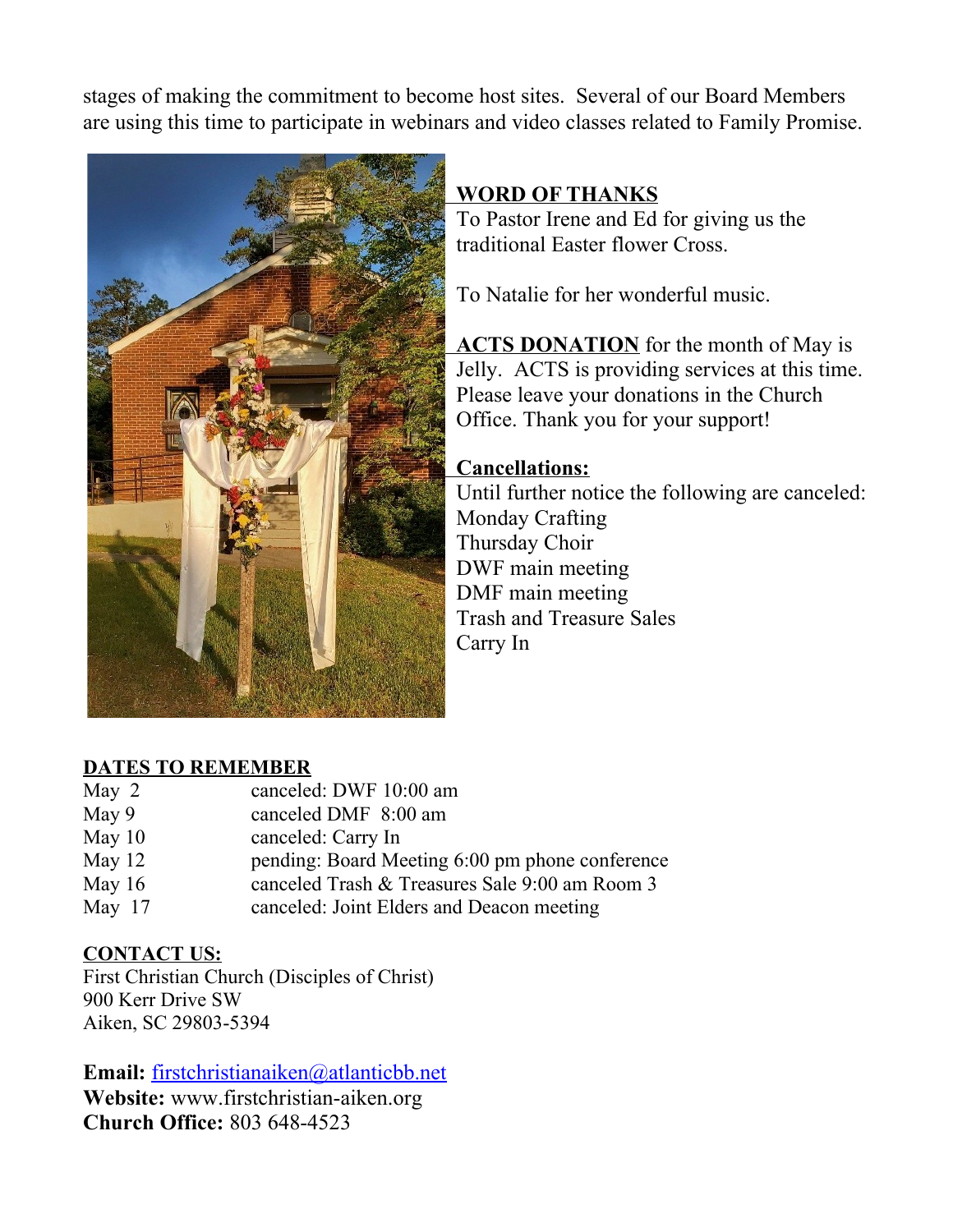stages of making the commitment to become host sites. Several of our Board Members are using this time to participate in webinars and video classes related to Family Promise.

**WORD OF THANKS**

To Pastor Irene and Ed for giving us the traditional Easter flower Cross.

To Natalie for her wonderful music.

**ACTS DONATION** for the month of May is Jelly. ACTS is providing services at this time. Please leave your donations in the Church Office. Thank you for your support!

**Cancellations:**

Until further notice the following are canceled:
Monday Crafting
Thursday Choir
DWF main meeting
DMF main meeting
Trash and Treasure Sales
Carry In

**DATES TO REMEMBER**

| | |
|---|---|
| May 2 | canceled: DWF 10:00 am |
| May 9 | canceled DMF 8:00 am |
| May 10 | canceled: Carry In |
| May 12 | pending: Board Meeting 6:00 pm phone conference |
| May 16 | canceled Trash & Treasures Sale 9:00 am Room 3 |
| May 17 | canceled: Joint Elders and Deacon meeting |

**CONTACT US:**

First Christian Church (Disciples of Christ)
900 Kerr Drive SW
Aiken, SC 29803-5394

**Email:** firstchristianaiken@atlanticbb.net
**Website:** www.firstchristian-aiken.org
**Church Office:** 803 648-4523